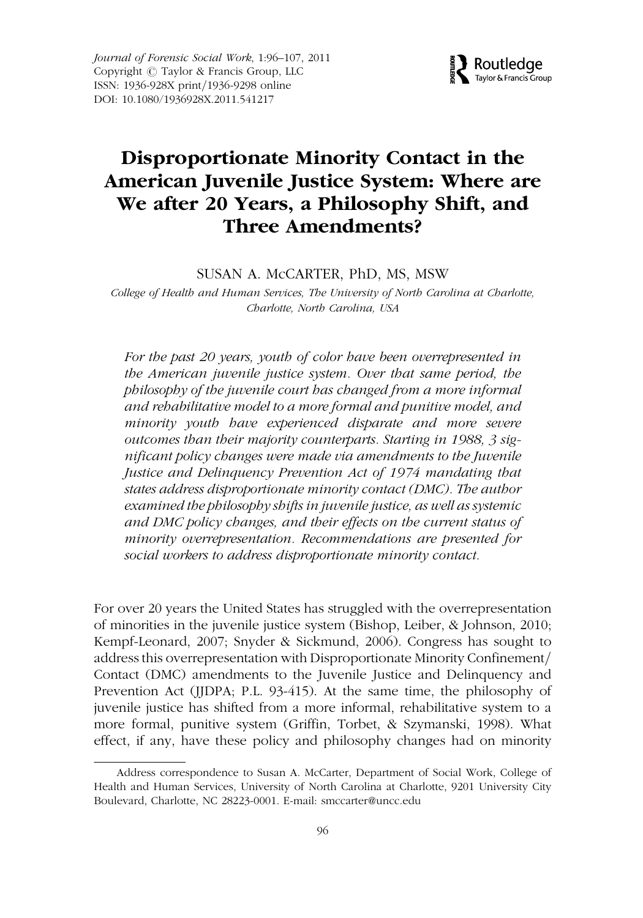Journal of Forensic Social Work, 1:96–107, 2011
Copyright © Taylor & Francis Group, LLC
ISSN: 1936-928X print/1936-9298 online
DOI: 10.1080/1936928X.2011.541217

# Disproportionate Minority Contact in the American Juvenile Justice System: Where are We after 20 Years, a Philosophy Shift, and Three Amendments?

SUSAN A. McCARTER, PhD, MS, MSW

*College of Health and Human Services, The University of North Carolina at Charlotte, Charlotte, North Carolina, USA*

*For the past 20 years, youth of color have been overrepresented in the American juvenile justice system. Over that same period, the philosophy of the juvenile court has changed from a more informal and rehabilitative model to a more formal and punitive model, and minority youth have experienced disparate and more severe outcomes than their majority counterparts. Starting in 1988, 3 significant policy changes were made via amendments to the Juvenile Justice and Delinquency Prevention Act of 1974 mandating that states address disproportionate minority contact (DMC). The author examined the philosophy shifts in juvenile justice, as well as systemic and DMC policy changes, and their effects on the current status of minority overrepresentation. Recommendations are presented for social workers to address disproportionate minority contact.*

For over 20 years the United States has struggled with the overrepresentation of minorities in the juvenile justice system (Bishop, Leiber, & Johnson, 2010; Kempf-Leonard, 2007; Snyder & Sickmund, 2006). Congress has sought to address this overrepresentation with Disproportionate Minority Confinement/Contact (DMC) amendments to the Juvenile Justice and Delinquency and Prevention Act (JJDPA; P.L. 93-415). At the same time, the philosophy of juvenile justice has shifted from a more informal, rehabilitative system to a more formal, punitive system (Griffin, Torbet, & Szymanski, 1998). What effect, if any, have these policy and philosophy changes had on minority

---

Address correspondence to Susan A. McCarter, Department of Social Work, College of Health and Human Services, University of North Carolina at Charlotte, 9201 University City Boulevard, Charlotte, NC 28223-0001. E-mail: smccarter@uncc.edu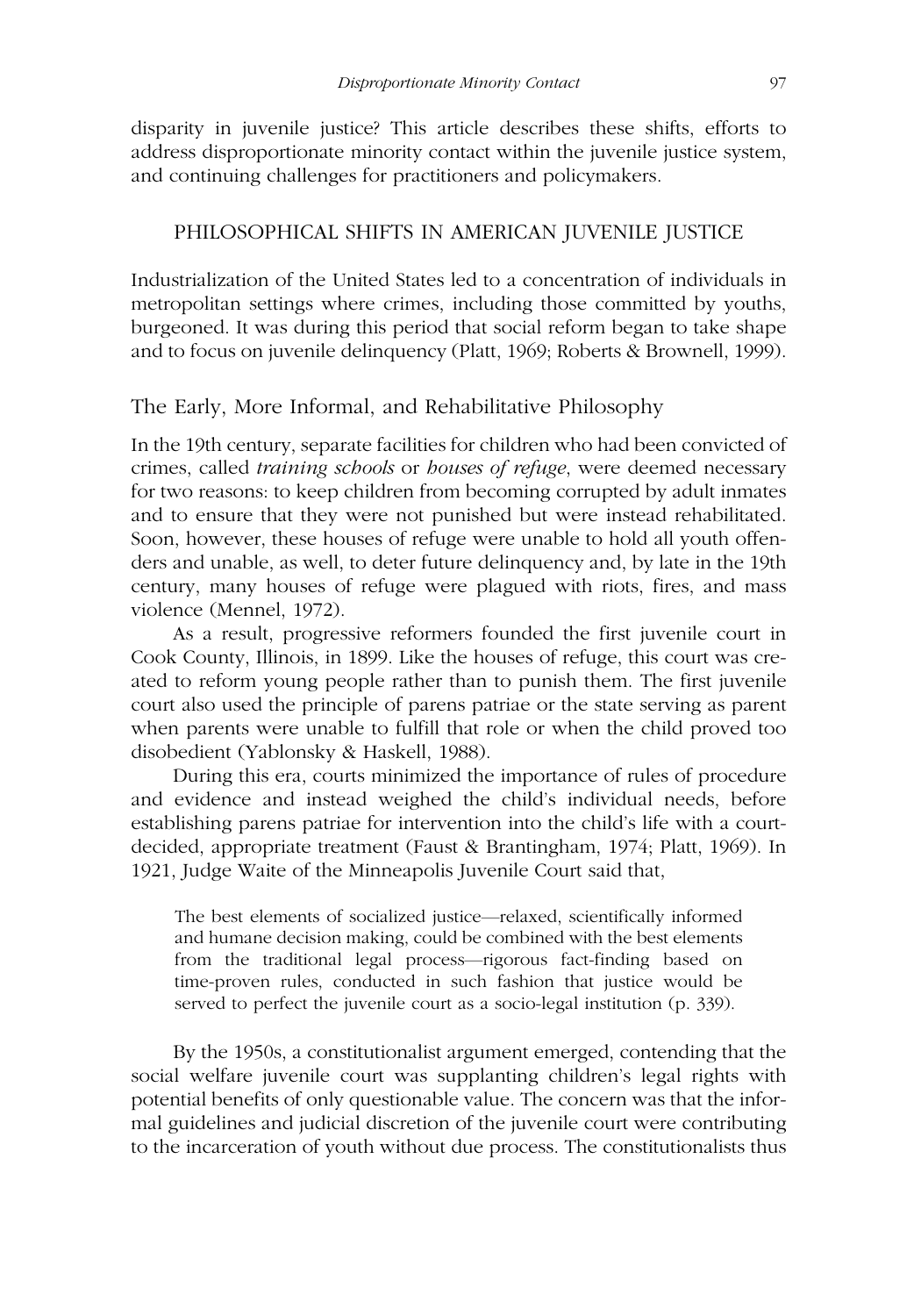disparity in juvenile justice? This article describes these shifts, efforts to address disproportionate minority contact within the juvenile justice system, and continuing challenges for practitioners and policymakers.

## PHILOSOPHICAL SHIFTS IN AMERICAN JUVENILE JUSTICE

Industrialization of the United States led to a concentration of individuals in metropolitan settings where crimes, including those committed by youths, burgeoned. It was during this period that social reform began to take shape and to focus on juvenile delinquency (Platt, 1969; Roberts & Brownell, 1999).

### The Early, More Informal, and Rehabilitative Philosophy

In the 19th century, separate facilities for children who had been convicted of crimes, called *training schools* or *houses of refuge*, were deemed necessary for two reasons: to keep children from becoming corrupted by adult inmates and to ensure that they were not punished but were instead rehabilitated. Soon, however, these houses of refuge were unable to hold all youth offenders and unable, as well, to deter future delinquency and, by late in the 19th century, many houses of refuge were plagued with riots, fires, and mass violence (Mennel, 1972).

As a result, progressive reformers founded the first juvenile court in Cook County, Illinois, in 1899. Like the houses of refuge, this court was created to reform young people rather than to punish them. The first juvenile court also used the principle of parens patriae or the state serving as parent when parents were unable to fulfill that role or when the child proved too disobedient (Yablonsky & Haskell, 1988).

During this era, courts minimized the importance of rules of procedure and evidence and instead weighed the child's individual needs, before establishing parens patriae for intervention into the child's life with a court-decided, appropriate treatment (Faust & Brantingham, 1974; Platt, 1969). In 1921, Judge Waite of the Minneapolis Juvenile Court said that,

> The best elements of socialized justice—relaxed, scientifically informed and humane decision making, could be combined with the best elements from the traditional legal process—rigorous fact-finding based on time-proven rules, conducted in such fashion that justice would be served to perfect the juvenile court as a socio-legal institution (p. 339).

By the 1950s, a constitutionalist argument emerged, contending that the social welfare juvenile court was supplanting children's legal rights with potential benefits of only questionable value. The concern was that the informal guidelines and judicial discretion of the juvenile court were contributing to the incarceration of youth without due process. The constitutionalists thus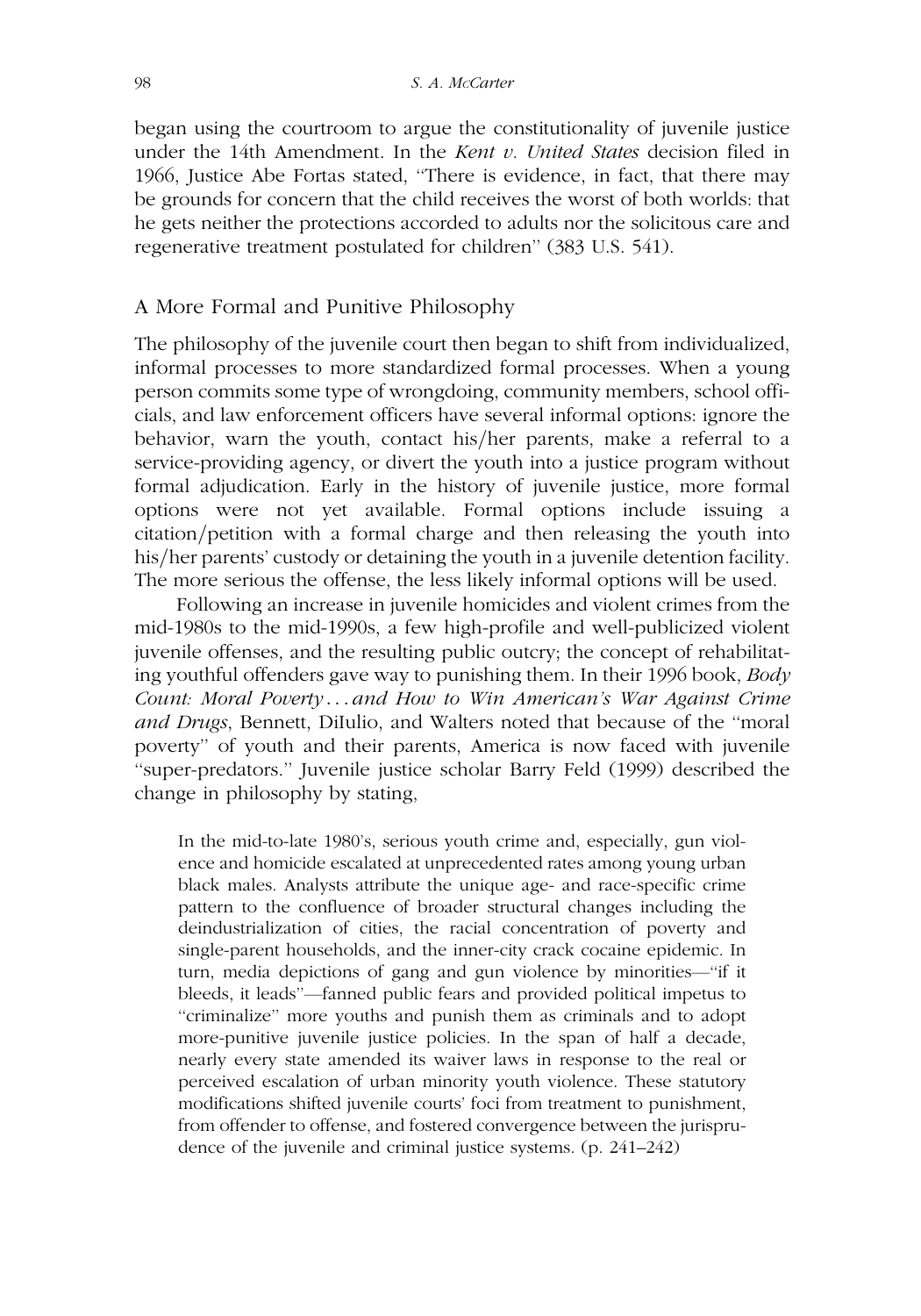began using the courtroom to argue the constitutionality of juvenile justice under the 14th Amendment. In the *Kent v. United States* decision filed in 1966, Justice Abe Fortas stated, "There is evidence, in fact, that there may be grounds for concern that the child receives the worst of both worlds: that he gets neither the protections accorded to adults nor the solicitous care and regenerative treatment postulated for children" (383 U.S. 541).

## A More Formal and Punitive Philosophy

The philosophy of the juvenile court then began to shift from individualized, informal processes to more standardized formal processes. When a young person commits some type of wrongdoing, community members, school officials, and law enforcement officers have several informal options: ignore the behavior, warn the youth, contact his/her parents, make a referral to a service-providing agency, or divert the youth into a justice program without formal adjudication. Early in the history of juvenile justice, more formal options were not yet available. Formal options include issuing a citation/petition with a formal charge and then releasing the youth into his/her parents' custody or detaining the youth in a juvenile detention facility. The more serious the offense, the less likely informal options will be used.

Following an increase in juvenile homicides and violent crimes from the mid-1980s to the mid-1990s, a few high-profile and well-publicized violent juvenile offenses, and the resulting public outcry; the concept of rehabilitating youthful offenders gave way to punishing them. In their 1996 book, *Body Count: Moral Poverty . . . and How to Win American's War Against Crime and Drugs*, Bennett, DiIulio, and Walters noted that because of the "moral poverty" of youth and their parents, America is now faced with juvenile "super-predators." Juvenile justice scholar Barry Feld (1999) described the change in philosophy by stating,

> In the mid-to-late 1980's, serious youth crime and, especially, gun violence and homicide escalated at unprecedented rates among young urban black males. Analysts attribute the unique age- and race-specific crime pattern to the confluence of broader structural changes including the deindustrialization of cities, the racial concentration of poverty and single-parent households, and the inner-city crack cocaine epidemic. In turn, media depictions of gang and gun violence by minorities—"if it bleeds, it leads"—fanned public fears and provided political impetus to "criminalize" more youths and punish them as criminals and to adopt more-punitive juvenile justice policies. In the span of half a decade, nearly every state amended its waiver laws in response to the real or perceived escalation of urban minority youth violence. These statutory modifications shifted juvenile courts' foci from treatment to punishment, from offender to offense, and fostered convergence between the jurisprudence of the juvenile and criminal justice systems. (p. 241–242)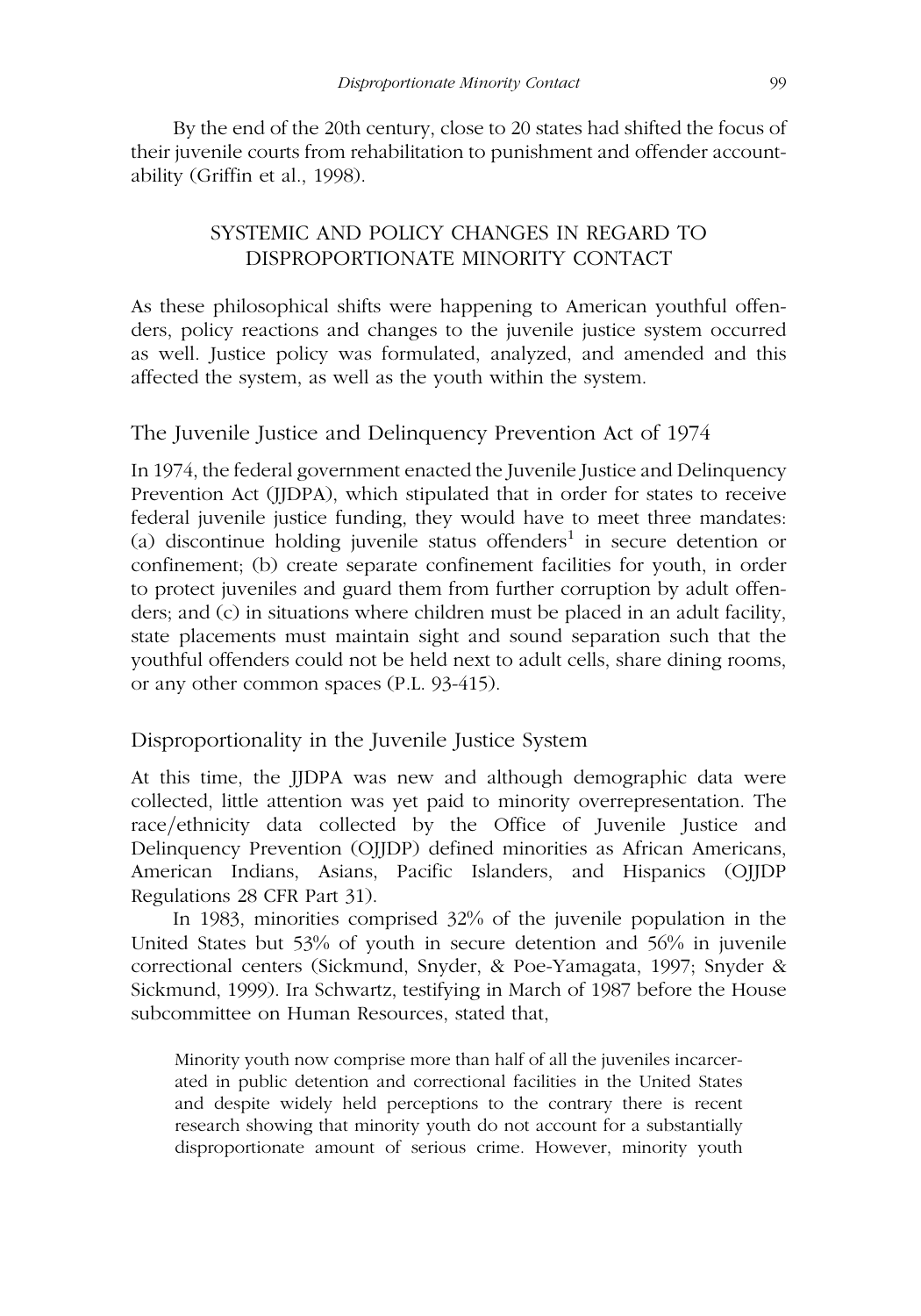By the end of the 20th century, close to 20 states had shifted the focus of their juvenile courts from rehabilitation to punishment and offender accountability (Griffin et al., 1998).

## SYSTEMIC AND POLICY CHANGES IN REGARD TO DISPROPORTIONATE MINORITY CONTACT

As these philosophical shifts were happening to American youthful offenders, policy reactions and changes to the juvenile justice system occurred as well. Justice policy was formulated, analyzed, and amended and this affected the system, as well as the youth within the system.

### The Juvenile Justice and Delinquency Prevention Act of 1974

In 1974, the federal government enacted the Juvenile Justice and Delinquency Prevention Act (JJDPA), which stipulated that in order for states to receive federal juvenile justice funding, they would have to meet three mandates: (a) discontinue holding juvenile status offenders[1] in secure detention or confinement; (b) create separate confinement facilities for youth, in order to protect juveniles and guard them from further corruption by adult offenders; and (c) in situations where children must be placed in an adult facility, state placements must maintain sight and sound separation such that the youthful offenders could not be held next to adult cells, share dining rooms, or any other common spaces (P.L. 93-415).

### Disproportionality in the Juvenile Justice System

At this time, the JJDPA was new and although demographic data were collected, little attention was yet paid to minority overrepresentation. The race/ethnicity data collected by the Office of Juvenile Justice and Delinquency Prevention (OJJDP) defined minorities as African Americans, American Indians, Asians, Pacific Islanders, and Hispanics (OJJDP Regulations 28 CFR Part 31).

In 1983, minorities comprised 32% of the juvenile population in the United States but 53% of youth in secure detention and 56% in juvenile correctional centers (Sickmund, Snyder, & Poe-Yamagata, 1997; Snyder & Sickmund, 1999). Ira Schwartz, testifying in March of 1987 before the House subcommittee on Human Resources, stated that,

> Minority youth now comprise more than half of all the juveniles incarcerated in public detention and correctional facilities in the United States and despite widely held perceptions to the contrary there is recent research showing that minority youth do not account for a substantially disproportionate amount of serious crime. However, minority youth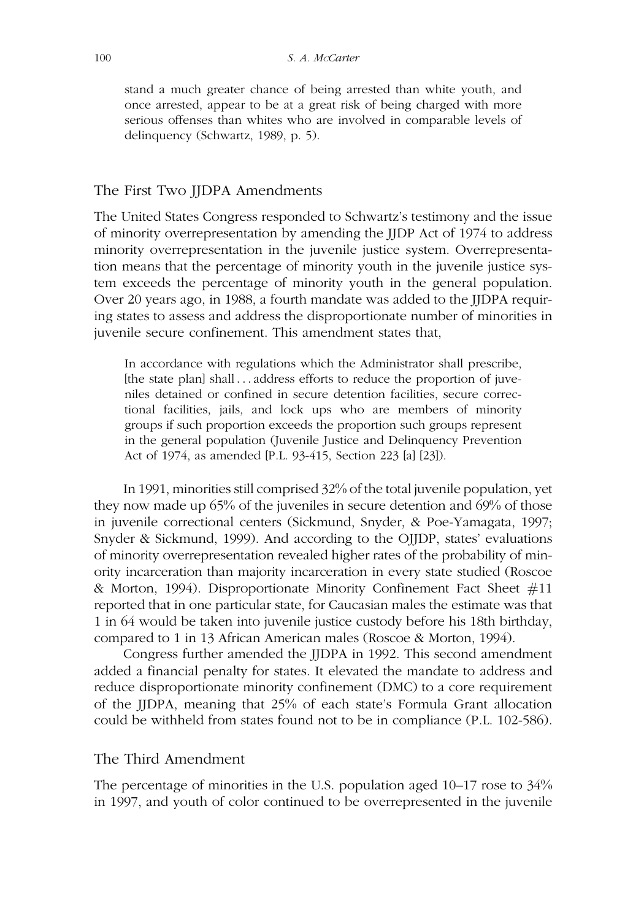> stand a much greater chance of being arrested than white youth, and once arrested, appear to be at a great risk of being charged with more serious offenses than whites who are involved in comparable levels of delinquency (Schwartz, 1989, p. 5).

## The First Two JJDPA Amendments

The United States Congress responded to Schwartz's testimony and the issue of minority overrepresentation by amending the JJDP Act of 1974 to address minority overrepresentation in the juvenile justice system. Overrepresentation means that the percentage of minority youth in the juvenile justice system exceeds the percentage of minority youth in the general population. Over 20 years ago, in 1988, a fourth mandate was added to the JJDPA requiring states to assess and address the disproportionate number of minorities in juvenile secure confinement. This amendment states that,

> In accordance with regulations which the Administrator shall prescribe, [the state plan] shall . . . address efforts to reduce the proportion of juveniles detained or confined in secure detention facilities, secure correctional facilities, jails, and lock ups who are members of minority groups if such proportion exceeds the proportion such groups represent in the general population (Juvenile Justice and Delinquency Prevention Act of 1974, as amended [P.L. 93-415, Section 223 [a] [23]).

In 1991, minorities still comprised 32% of the total juvenile population, yet they now made up 65% of the juveniles in secure detention and 69% of those in juvenile correctional centers (Sickmund, Snyder, & Poe-Yamagata, 1997; Snyder & Sickmund, 1999). And according to the OJJDP, states' evaluations of minority overrepresentation revealed higher rates of the probability of minority incarceration than majority incarceration in every state studied (Roscoe & Morton, 1994). Disproportionate Minority Confinement Fact Sheet #11 reported that in one particular state, for Caucasian males the estimate was that 1 in 64 would be taken into juvenile justice custody before his 18th birthday, compared to 1 in 13 African American males (Roscoe & Morton, 1994).

Congress further amended the JJDPA in 1992. This second amendment added a financial penalty for states. It elevated the mandate to address and reduce disproportionate minority confinement (DMC) to a core requirement of the JJDPA, meaning that 25% of each state's Formula Grant allocation could be withheld from states found not to be in compliance (P.L. 102-586).

## The Third Amendment

The percentage of minorities in the U.S. population aged 10–17 rose to 34% in 1997, and youth of color continued to be overrepresented in the juvenile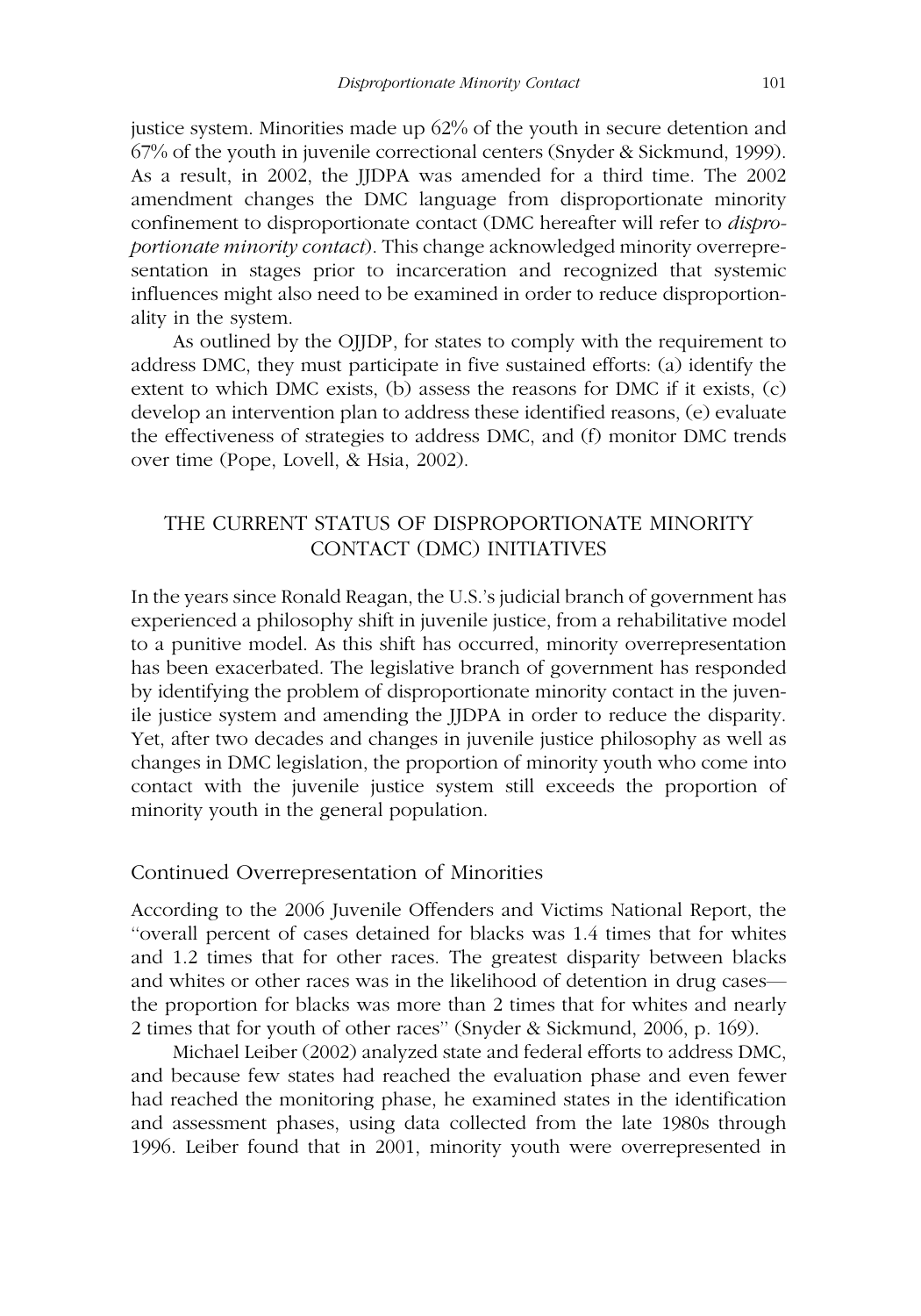justice system. Minorities made up 62% of the youth in secure detention and 67% of the youth in juvenile correctional centers (Snyder & Sickmund, 1999). As a result, in 2002, the JJDPA was amended for a third time. The 2002 amendment changes the DMC language from disproportionate minority confinement to disproportionate contact (DMC hereafter will refer to *disproportionate minority contact*). This change acknowledged minority overrepresentation in stages prior to incarceration and recognized that systemic influences might also need to be examined in order to reduce disproportionality in the system.

As outlined by the OJJDP, for states to comply with the requirement to address DMC, they must participate in five sustained efforts: (a) identify the extent to which DMC exists, (b) assess the reasons for DMC if it exists, (c) develop an intervention plan to address these identified reasons, (e) evaluate the effectiveness of strategies to address DMC, and (f) monitor DMC trends over time (Pope, Lovell, & Hsia, 2002).

## THE CURRENT STATUS OF DISPROPORTIONATE MINORITY CONTACT (DMC) INITIATIVES

In the years since Ronald Reagan, the U.S.'s judicial branch of government has experienced a philosophy shift in juvenile justice, from a rehabilitative model to a punitive model. As this shift has occurred, minority overrepresentation has been exacerbated. The legislative branch of government has responded by identifying the problem of disproportionate minority contact in the juvenile justice system and amending the JJDPA in order to reduce the disparity. Yet, after two decades and changes in juvenile justice philosophy as well as changes in DMC legislation, the proportion of minority youth who come into contact with the juvenile justice system still exceeds the proportion of minority youth in the general population.

### Continued Overrepresentation of Minorities

According to the 2006 Juvenile Offenders and Victims National Report, the "overall percent of cases detained for blacks was 1.4 times that for whites and 1.2 times that for other races. The greatest disparity between blacks and whites or other races was in the likelihood of detention in drug cases—the proportion for blacks was more than 2 times that for whites and nearly 2 times that for youth of other races" (Snyder & Sickmund, 2006, p. 169).

Michael Leiber (2002) analyzed state and federal efforts to address DMC, and because few states had reached the evaluation phase and even fewer had reached the monitoring phase, he examined states in the identification and assessment phases, using data collected from the late 1980s through 1996. Leiber found that in 2001, minority youth were overrepresented in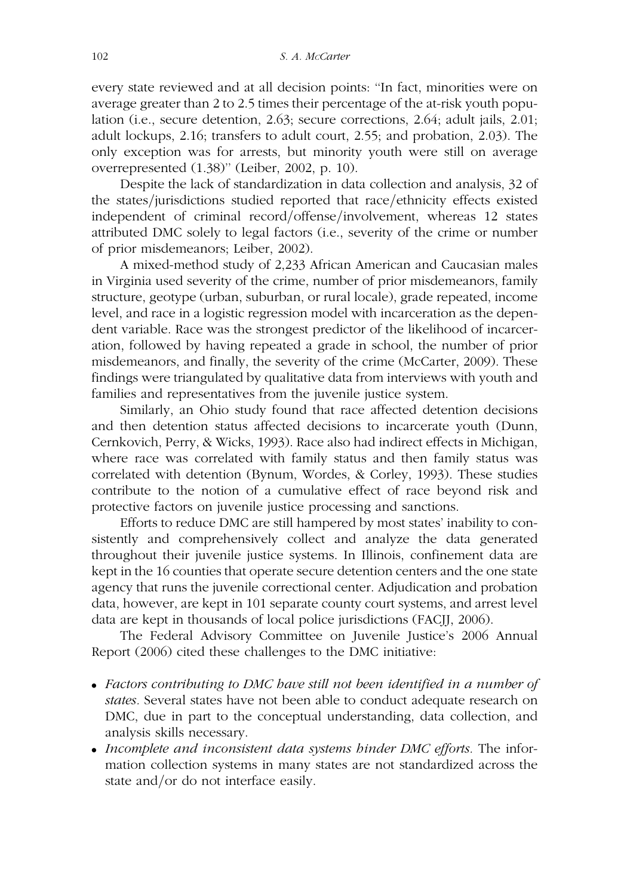every state reviewed and at all decision points: "In fact, minorities were on average greater than 2 to 2.5 times their percentage of the at-risk youth population (i.e., secure detention, 2.63; secure corrections, 2.64; adult jails, 2.01; adult lockups, 2.16; transfers to adult court, 2.55; and probation, 2.03). The only exception was for arrests, but minority youth were still on average overrepresented (1.38)" (Leiber, 2002, p. 10).

Despite the lack of standardization in data collection and analysis, 32 of the states/jurisdictions studied reported that race/ethnicity effects existed independent of criminal record/offense/involvement, whereas 12 states attributed DMC solely to legal factors (i.e., severity of the crime or number of prior misdemeanors; Leiber, 2002).

A mixed-method study of 2,233 African American and Caucasian males in Virginia used severity of the crime, number of prior misdemeanors, family structure, geotype (urban, suburban, or rural locale), grade repeated, income level, and race in a logistic regression model with incarceration as the dependent variable. Race was the strongest predictor of the likelihood of incarceration, followed by having repeated a grade in school, the number of prior misdemeanors, and finally, the severity of the crime (McCarter, 2009). These findings were triangulated by qualitative data from interviews with youth and families and representatives from the juvenile justice system.

Similarly, an Ohio study found that race affected detention decisions and then detention status affected decisions to incarcerate youth (Dunn, Cernkovich, Perry, & Wicks, 1993). Race also had indirect effects in Michigan, where race was correlated with family status and then family status was correlated with detention (Bynum, Wordes, & Corley, 1993). These studies contribute to the notion of a cumulative effect of race beyond risk and protective factors on juvenile justice processing and sanctions.

Efforts to reduce DMC are still hampered by most states' inability to consistently and comprehensively collect and analyze the data generated throughout their juvenile justice systems. In Illinois, confinement data are kept in the 16 counties that operate secure detention centers and the one state agency that runs the juvenile correctional center. Adjudication and probation data, however, are kept in 101 separate county court systems, and arrest level data are kept in thousands of local police jurisdictions (FACJJ, 2006).

The Federal Advisory Committee on Juvenile Justice's 2006 Annual Report (2006) cited these challenges to the DMC initiative:

- *Factors contributing to DMC have still not been identified in a number of states.* Several states have not been able to conduct adequate research on DMC, due in part to the conceptual understanding, data collection, and analysis skills necessary.
- *Incomplete and inconsistent data systems hinder DMC efforts.* The information collection systems in many states are not standardized across the state and/or do not interface easily.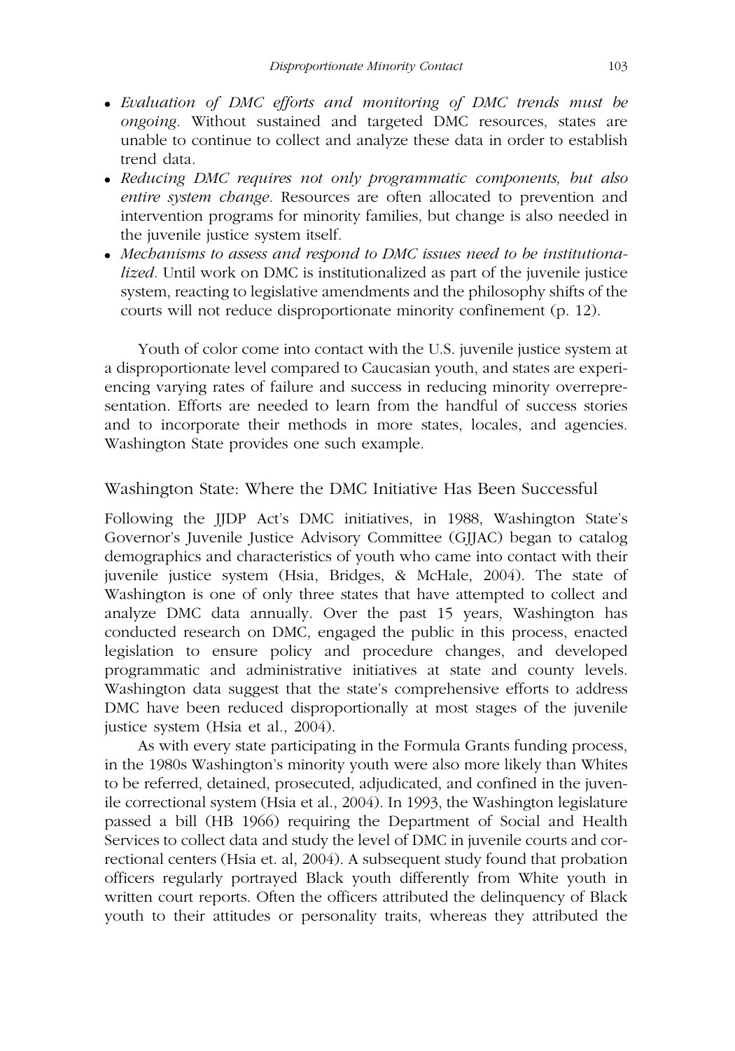- *Evaluation of DMC efforts and monitoring of DMC trends must be ongoing.* Without sustained and targeted DMC resources, states are unable to continue to collect and analyze these data in order to establish trend data.
- *Reducing DMC requires not only programmatic components, but also entire system change.* Resources are often allocated to prevention and intervention programs for minority families, but change is also needed in the juvenile justice system itself.
- *Mechanisms to assess and respond to DMC issues need to be institutionalized.* Until work on DMC is institutionalized as part of the juvenile justice system, reacting to legislative amendments and the philosophy shifts of the courts will not reduce disproportionate minority confinement (p. 12).

Youth of color come into contact with the U.S. juvenile justice system at a disproportionate level compared to Caucasian youth, and states are experiencing varying rates of failure and success in reducing minority overrepresentation. Efforts are needed to learn from the handful of success stories and to incorporate their methods in more states, locales, and agencies. Washington State provides one such example.

## Washington State: Where the DMC Initiative Has Been Successful

Following the JJDP Act's DMC initiatives, in 1988, Washington State's Governor's Juvenile Justice Advisory Committee (GJJAC) began to catalog demographics and characteristics of youth who came into contact with their juvenile justice system (Hsia, Bridges, & McHale, 2004). The state of Washington is one of only three states that have attempted to collect and analyze DMC data annually. Over the past 15 years, Washington has conducted research on DMC, engaged the public in this process, enacted legislation to ensure policy and procedure changes, and developed programmatic and administrative initiatives at state and county levels. Washington data suggest that the state's comprehensive efforts to address DMC have been reduced disproportionally at most stages of the juvenile justice system (Hsia et al., 2004).

As with every state participating in the Formula Grants funding process, in the 1980s Washington's minority youth were also more likely than Whites to be referred, detained, prosecuted, adjudicated, and confined in the juvenile correctional system (Hsia et al., 2004). In 1993, the Washington legislature passed a bill (HB 1966) requiring the Department of Social and Health Services to collect data and study the level of DMC in juvenile courts and correctional centers (Hsia et. al, 2004). A subsequent study found that probation officers regularly portrayed Black youth differently from White youth in written court reports. Often the officers attributed the delinquency of Black youth to their attitudes or personality traits, whereas they attributed the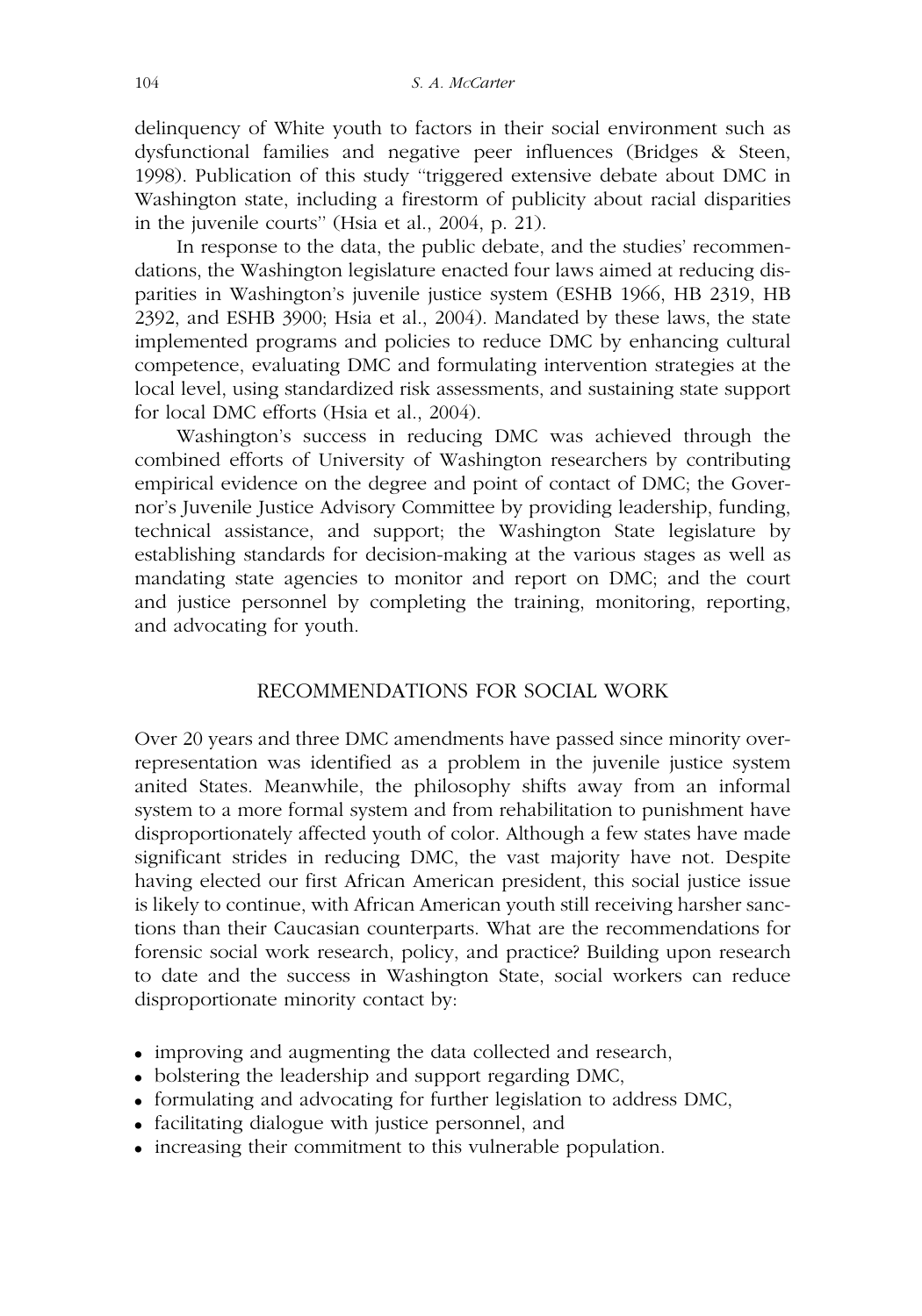delinquency of White youth to factors in their social environment such as dysfunctional families and negative peer influences (Bridges & Steen, 1998). Publication of this study "triggered extensive debate about DMC in Washington state, including a firestorm of publicity about racial disparities in the juvenile courts" (Hsia et al., 2004, p. 21).

In response to the data, the public debate, and the studies' recommendations, the Washington legislature enacted four laws aimed at reducing disparities in Washington's juvenile justice system (ESHB 1966, HB 2319, HB 2392, and ESHB 3900; Hsia et al., 2004). Mandated by these laws, the state implemented programs and policies to reduce DMC by enhancing cultural competence, evaluating DMC and formulating intervention strategies at the local level, using standardized risk assessments, and sustaining state support for local DMC efforts (Hsia et al., 2004).

Washington's success in reducing DMC was achieved through the combined efforts of University of Washington researchers by contributing empirical evidence on the degree and point of contact of DMC; the Governor's Juvenile Justice Advisory Committee by providing leadership, funding, technical assistance, and support; the Washington State legislature by establishing standards for decision-making at the various stages as well as mandating state agencies to monitor and report on DMC; and the court and justice personnel by completing the training, monitoring, reporting, and advocating for youth.

## RECOMMENDATIONS FOR SOCIAL WORK

Over 20 years and three DMC amendments have passed since minority overrepresentation was identified as a problem in the juvenile justice system anited States. Meanwhile, the philosophy shifts away from an informal system to a more formal system and from rehabilitation to punishment have disproportionately affected youth of color. Although a few states have made significant strides in reducing DMC, the vast majority have not. Despite having elected our first African American president, this social justice issue is likely to continue, with African American youth still receiving harsher sanctions than their Caucasian counterparts. What are the recommendations for forensic social work research, policy, and practice? Building upon research to date and the success in Washington State, social workers can reduce disproportionate minority contact by:

- improving and augmenting the data collected and research,
- bolstering the leadership and support regarding DMC,
- formulating and advocating for further legislation to address DMC,
- facilitating dialogue with justice personnel, and
- increasing their commitment to this vulnerable population.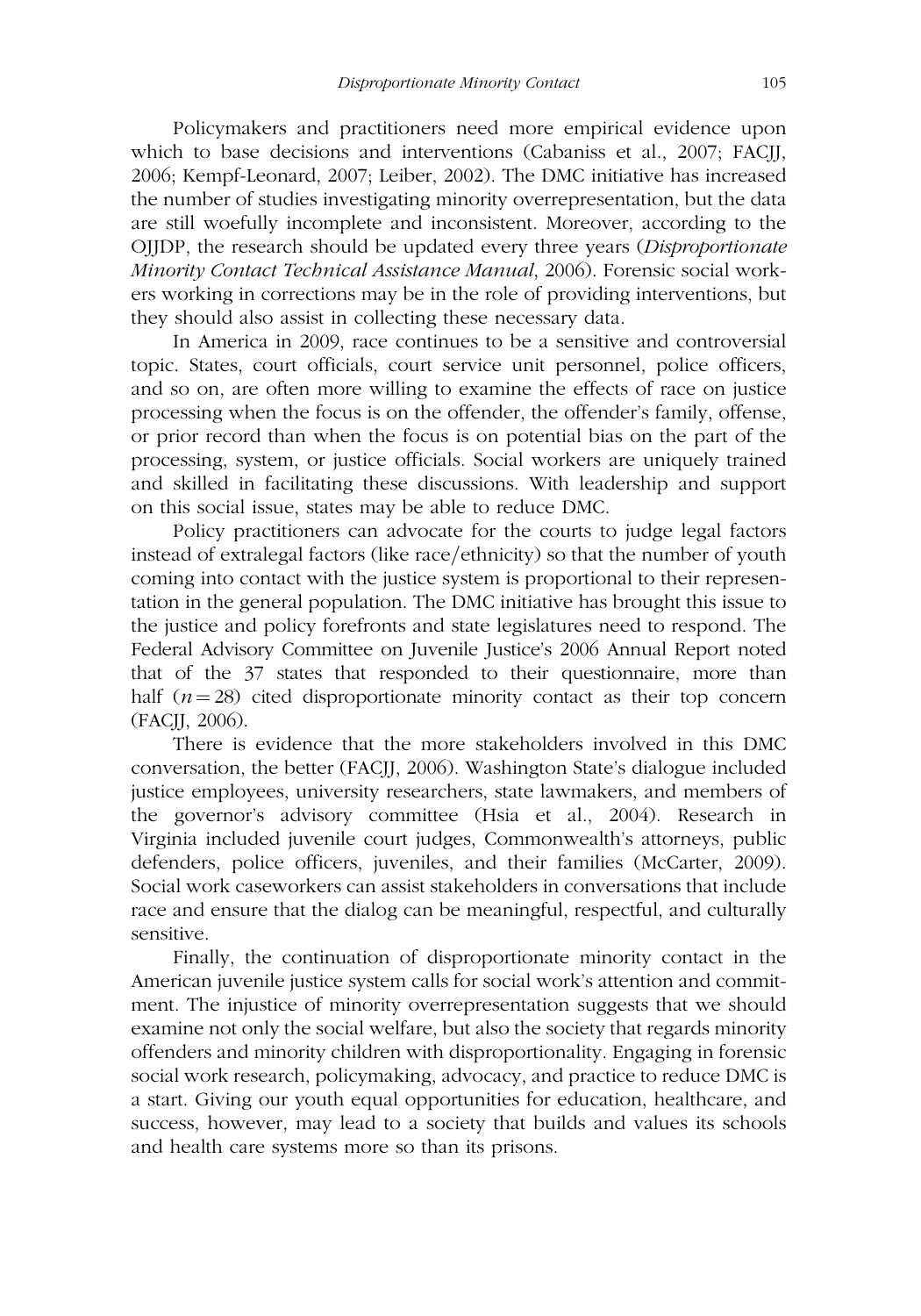Policymakers and practitioners need more empirical evidence upon which to base decisions and interventions (Cabaniss et al., 2007; FACJJ, 2006; Kempf-Leonard, 2007; Leiber, 2002). The DMC initiative has increased the number of studies investigating minority overrepresentation, but the data are still woefully incomplete and inconsistent. Moreover, according to the OJJDP, the research should be updated every three years (*Disproportionate Minority Contact Technical Assistance Manual*, 2006). Forensic social workers working in corrections may be in the role of providing interventions, but they should also assist in collecting these necessary data.

In America in 2009, race continues to be a sensitive and controversial topic. States, court officials, court service unit personnel, police officers, and so on, are often more willing to examine the effects of race on justice processing when the focus is on the offender, the offender's family, offense, or prior record than when the focus is on potential bias on the part of the processing, system, or justice officials. Social workers are uniquely trained and skilled in facilitating these discussions. With leadership and support on this social issue, states may be able to reduce DMC.

Policy practitioners can advocate for the courts to judge legal factors instead of extralegal factors (like race/ethnicity) so that the number of youth coming into contact with the justice system is proportional to their representation in the general population. The DMC initiative has brought this issue to the justice and policy forefronts and state legislatures need to respond. The Federal Advisory Committee on Juvenile Justice's 2006 Annual Report noted that of the 37 states that responded to their questionnaire, more than half ($n = 28$) cited disproportionate minority contact as their top concern (FACJJ, 2006).

There is evidence that the more stakeholders involved in this DMC conversation, the better (FACJJ, 2006). Washington State's dialogue included justice employees, university researchers, state lawmakers, and members of the governor's advisory committee (Hsia et al., 2004). Research in Virginia included juvenile court judges, Commonwealth's attorneys, public defenders, police officers, juveniles, and their families (McCarter, 2009). Social work caseworkers can assist stakeholders in conversations that include race and ensure that the dialog can be meaningful, respectful, and culturally sensitive.

Finally, the continuation of disproportionate minority contact in the American juvenile justice system calls for social work's attention and commitment. The injustice of minority overrepresentation suggests that we should examine not only the social welfare, but also the society that regards minority offenders and minority children with disproportionality. Engaging in forensic social work research, policymaking, advocacy, and practice to reduce DMC is a start. Giving our youth equal opportunities for education, healthcare, and success, however, may lead to a society that builds and values its schools and health care systems more so than its prisons.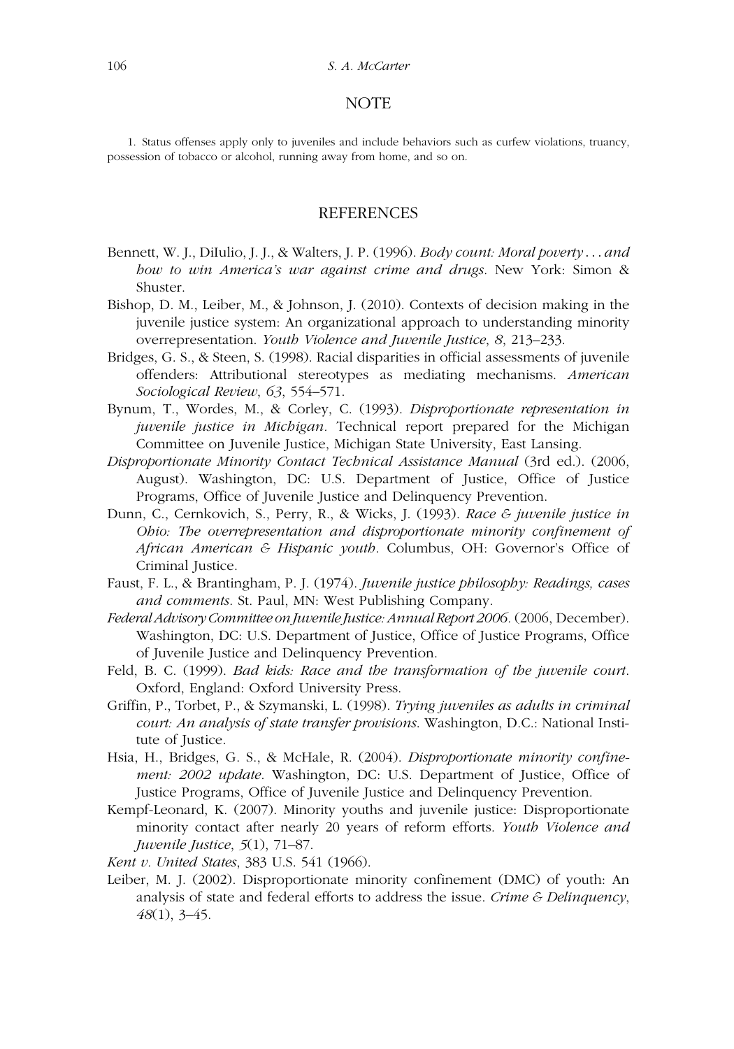## NOTE

1. Status offenses apply only to juveniles and include behaviors such as curfew violations, truancy, possession of tobacco or alcohol, running away from home, and so on.

## REFERENCES

Bennett, W. J., DiIulio, J. J., & Walters, J. P. (1996). *Body count: Moral poverty . . . and how to win America's war against crime and drugs*. New York: Simon & Shuster.

Bishop, D. M., Leiber, M., & Johnson, J. (2010). Contexts of decision making in the juvenile justice system: An organizational approach to understanding minority overrepresentation. *Youth Violence and Juvenile Justice*, *8*, 213–233.

Bridges, G. S., & Steen, S. (1998). Racial disparities in official assessments of juvenile offenders: Attributional stereotypes as mediating mechanisms. *American Sociological Review*, *63*, 554–571.

Bynum, T., Wordes, M., & Corley, C. (1993). *Disproportionate representation in juvenile justice in Michigan*. Technical report prepared for the Michigan Committee on Juvenile Justice, Michigan State University, East Lansing.

*Disproportionate Minority Contact Technical Assistance Manual* (3rd ed.). (2006, August). Washington, DC: U.S. Department of Justice, Office of Justice Programs, Office of Juvenile Justice and Delinquency Prevention.

Dunn, C., Cernkovich, S., Perry, R., & Wicks, J. (1993). *Race & juvenile justice in Ohio: The overrepresentation and disproportionate minority confinement of African American & Hispanic youth*. Columbus, OH: Governor's Office of Criminal Justice.

Faust, F. L., & Brantingham, P. J. (1974). *Juvenile justice philosophy: Readings, cases and comments*. St. Paul, MN: West Publishing Company.

*Federal Advisory Committee on Juvenile Justice: Annual Report 2006*. (2006, December). Washington, DC: U.S. Department of Justice, Office of Justice Programs, Office of Juvenile Justice and Delinquency Prevention.

Feld, B. C. (1999). *Bad kids: Race and the transformation of the juvenile court*. Oxford, England: Oxford University Press.

Griffin, P., Torbet, P., & Szymanski, L. (1998). *Trying juveniles as adults in criminal court: An analysis of state transfer provisions*. Washington, D.C.: National Institute of Justice.

Hsia, H., Bridges, G. S., & McHale, R. (2004). *Disproportionate minority confinement: 2002 update*. Washington, DC: U.S. Department of Justice, Office of Justice Programs, Office of Juvenile Justice and Delinquency Prevention.

Kempf-Leonard, K. (2007). Minority youths and juvenile justice: Disproportionate minority contact after nearly 20 years of reform efforts. *Youth Violence and Juvenile Justice*, *5*(1), 71–87.

*Kent v. United States*, 383 U.S. 541 (1966).

Leiber, M. J. (2002). Disproportionate minority confinement (DMC) of youth: An analysis of state and federal efforts to address the issue. *Crime & Delinquency*, *48*(1), 3–45.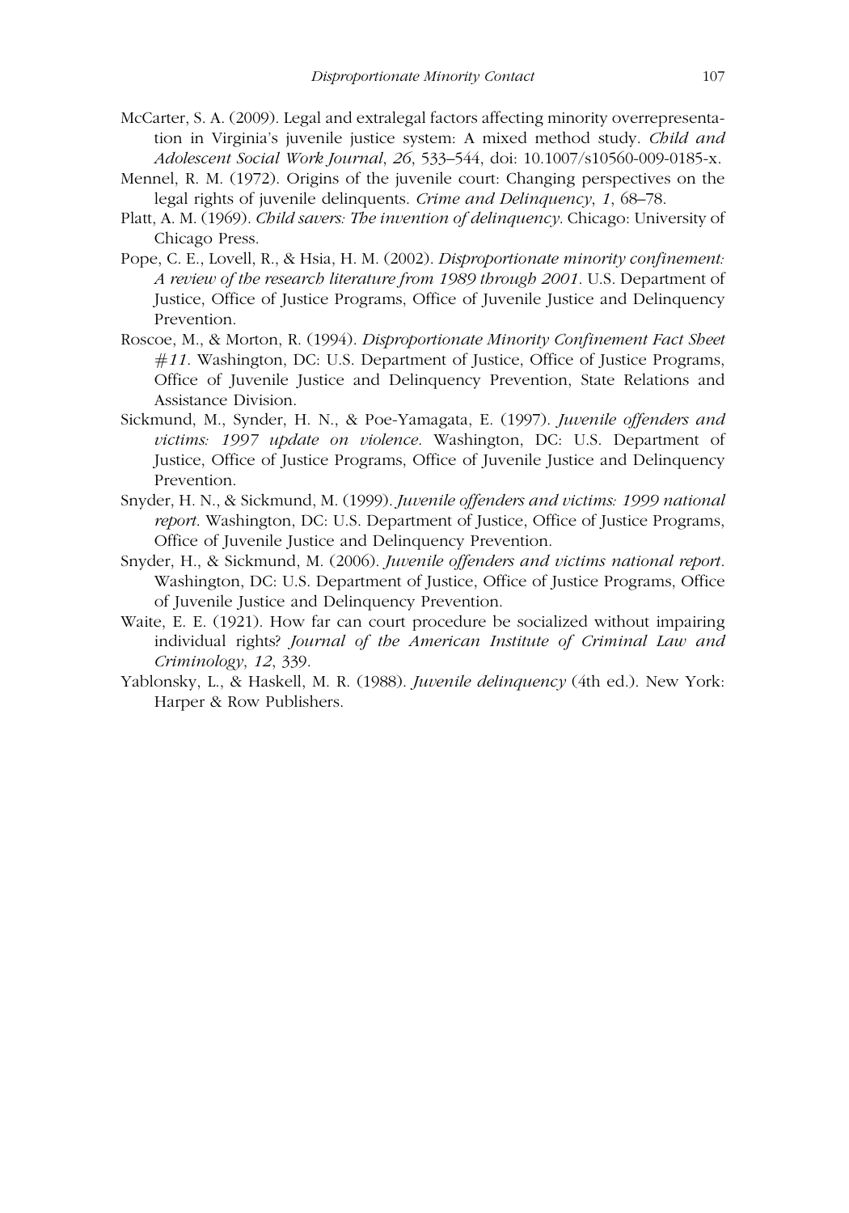McCarter, S. A. (2009). Legal and extralegal factors affecting minority overrepresentation in Virginia's juvenile justice system: A mixed method study. *Child and Adolescent Social Work Journal*, *26*, 533–544, doi: 10.1007/s10560-009-0185-x.

Mennel, R. M. (1972). Origins of the juvenile court: Changing perspectives on the legal rights of juvenile delinquents. *Crime and Delinquency*, *1*, 68–78.

Platt, A. M. (1969). *Child savers: The invention of delinquency*. Chicago: University of Chicago Press.

Pope, C. E., Lovell, R., & Hsia, H. M. (2002). *Disproportionate minority confinement: A review of the research literature from 1989 through 2001*. U.S. Department of Justice, Office of Justice Programs, Office of Juvenile Justice and Delinquency Prevention.

Roscoe, M., & Morton, R. (1994). *Disproportionate Minority Confinement Fact Sheet #11*. Washington, DC: U.S. Department of Justice, Office of Justice Programs, Office of Juvenile Justice and Delinquency Prevention, State Relations and Assistance Division.

Sickmund, M., Synder, H. N., & Poe-Yamagata, E. (1997). *Juvenile offenders and victims: 1997 update on violence*. Washington, DC: U.S. Department of Justice, Office of Justice Programs, Office of Juvenile Justice and Delinquency Prevention.

Snyder, H. N., & Sickmund, M. (1999). *Juvenile offenders and victims: 1999 national report*. Washington, DC: U.S. Department of Justice, Office of Justice Programs, Office of Juvenile Justice and Delinquency Prevention.

Snyder, H., & Sickmund, M. (2006). *Juvenile offenders and victims national report*. Washington, DC: U.S. Department of Justice, Office of Justice Programs, Office of Juvenile Justice and Delinquency Prevention.

Waite, E. E. (1921). How far can court procedure be socialized without impairing individual rights? *Journal of the American Institute of Criminal Law and Criminology*, *12*, 339.

Yablonsky, L., & Haskell, M. R. (1988). *Juvenile delinquency* (4th ed.). New York: Harper & Row Publishers.